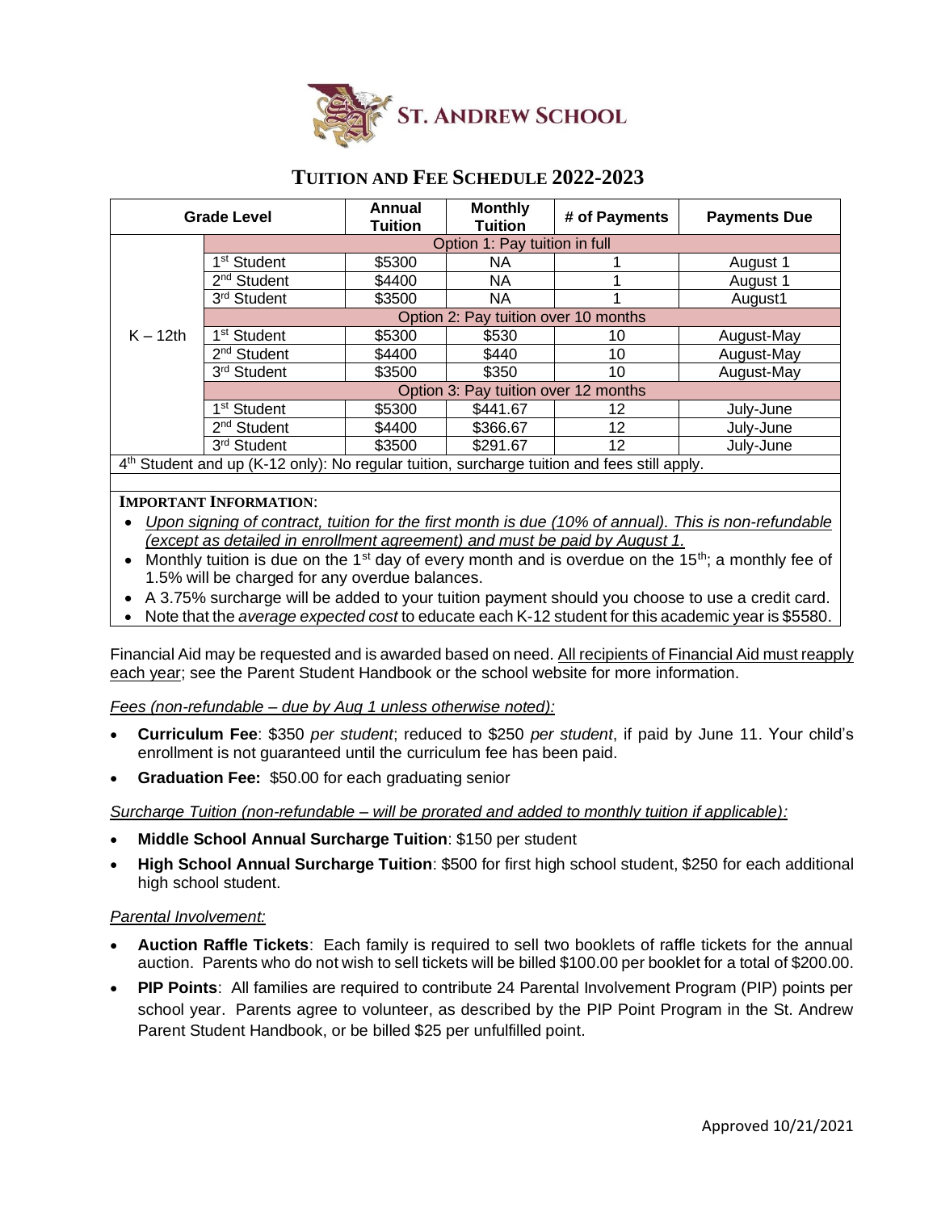# ST. ANDREW SCHOOL

## TUITION AND FEE SCHEDULE 2022-2023

| Grade Level | | Annual Tuition | Monthly Tuition | # of Payments | Payments Due |
|---|---|---|---|---|---|
| K – 12th | Option 1: Pay tuition in full | | | | |
| | 1st Student | $5300 | NA | 1 | August 1 |
| | 2nd Student | $4400 | NA | 1 | August 1 |
| | 3rd Student | $3500 | NA | 1 | August1 |
| | Option 2: Pay tuition over 10 months | | | | |
| | 1st Student | $5300 | $530 | 10 | August-May |
| | 2nd Student | $4400 | $440 | 10 | August-May |
| | 3rd Student | $3500 | $350 | 10 | August-May |
| | Option 3: Pay tuition over 12 months | | | | |
| | 1st Student | $5300 | $441.67 | 12 | July-June |
| | 2nd Student | $4400 | $366.67 | 12 | July-June |
| | 3rd Student | $3500 | $291.67 | 12 | July-June |
| 4th Student and up (K-12 only): No regular tuition, surcharge tuition and fees still apply. | | | | | |

**IMPORTANT INFORMATION**:

- *Upon signing of contract, tuition for the first month is due (10% of annual). This is non-refundable (except as detailed in enrollment agreement) and must be paid by August 1.*
- Monthly tuition is due on the 1st day of every month and is overdue on the 15th; a monthly fee of 1.5% will be charged for any overdue balances.
- A 3.75% surcharge will be added to your tuition payment should you choose to use a credit card.
- Note that the *average expected cost* to educate each K-12 student for this academic year is $5580.

Financial Aid may be requested and is awarded based on need. All recipients of Financial Aid must reapply each year; see the Parent Student Handbook or the school website for more information.

*Fees (non-refundable – due by Aug 1 unless otherwise noted):*

- **Curriculum Fee**: $350 *per student*; reduced to $250 *per student*, if paid by June 11. Your child's enrollment is not guaranteed until the curriculum fee has been paid.
- **Graduation Fee:** $50.00 for each graduating senior

*Surcharge Tuition (non-refundable – will be prorated and added to monthly tuition if applicable):*

- **Middle School Annual Surcharge Tuition**: $150 per student
- **High School Annual Surcharge Tuition**: $500 for first high school student, $250 for each additional high school student.

*Parental Involvement:*

- **Auction Raffle Tickets**: Each family is required to sell two booklets of raffle tickets for the annual auction. Parents who do not wish to sell tickets will be billed $100.00 per booklet for a total of $200.00.
- **PIP Points**: All families are required to contribute 24 Parental Involvement Program (PIP) points per school year. Parents agree to volunteer, as described by the PIP Point Program in the St. Andrew Parent Student Handbook, or be billed $25 per unfulfilled point.

Approved 10/21/2021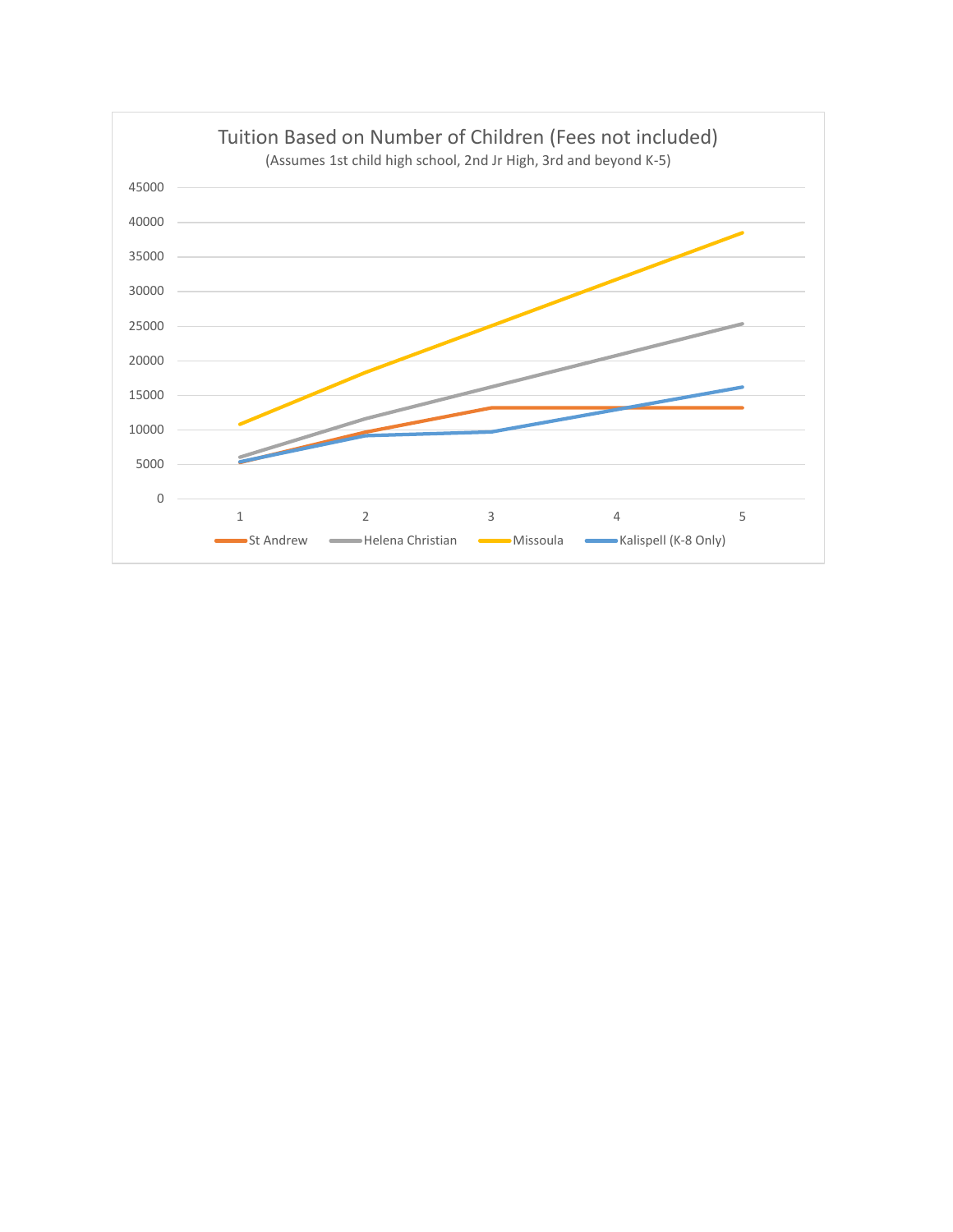Tuition Based on Number of Children (Fees not included)

(Assumes 1st child high school, 2nd Jr High, 3rd and beyond K-5)

45000
40000
35000
30000
25000
20000
15000
10000
5000
0

1
2
3
4
5

St Andrew
Helena Christian
Missoula
Kalispell (K-8 Only)